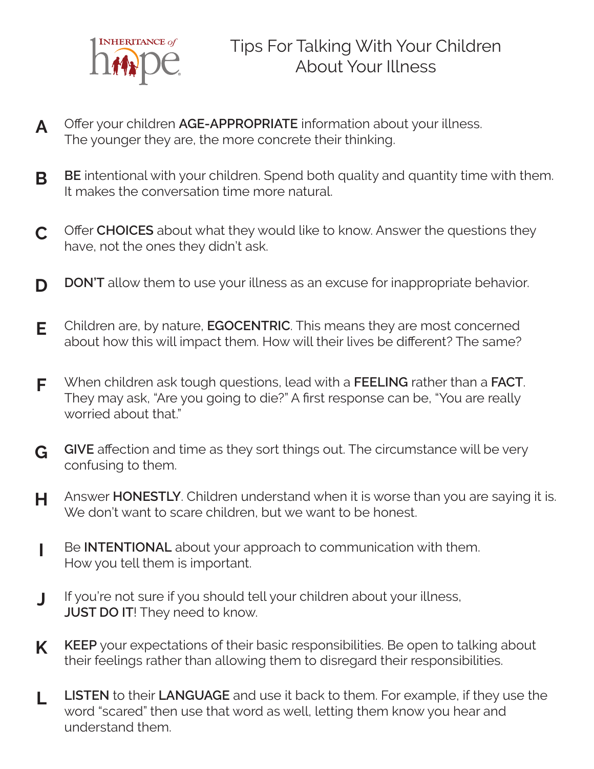INHERITANCE of hope

# Tips For Talking With Your Children About Your Illness

**A** Offer your children **AGE-APPROPRIATE** information about your illness. The younger they are, the more concrete their thinking.

**B** **BE** intentional with your children. Spend both quality and quantity time with them. It makes the conversation time more natural.

**C** Offer **CHOICES** about what they would like to know. Answer the questions they have, not the ones they didn't ask.

**D** **DON'T** allow them to use your illness as an excuse for inappropriate behavior.

**E** Children are, by nature, **EGOCENTRIC**. This means they are most concerned about how this will impact them. How will their lives be different? The same?

**F** When children ask tough questions, lead with a **FEELING** rather than a **FACT**. They may ask, "Are you going to die?" A first response can be, "You are really worried about that."

**G** **GIVE** affection and time as they sort things out. The circumstance will be very confusing to them.

**H** Answer **HONESTLY**. Children understand when it is worse than you are saying it is. We don't want to scare children, but we want to be honest.

**I** Be **INTENTIONAL** about your approach to communication with them. How you tell them is important.

**J** If you're not sure if you should tell your children about your illness, **JUST DO IT**! They need to know.

**K** **KEEP** your expectations of their basic responsibilities. Be open to talking about their feelings rather than allowing them to disregard their responsibilities.

**L** **LISTEN** to their **LANGUAGE** and use it back to them. For example, if they use the word "scared" then use that word as well, letting them know you hear and understand them.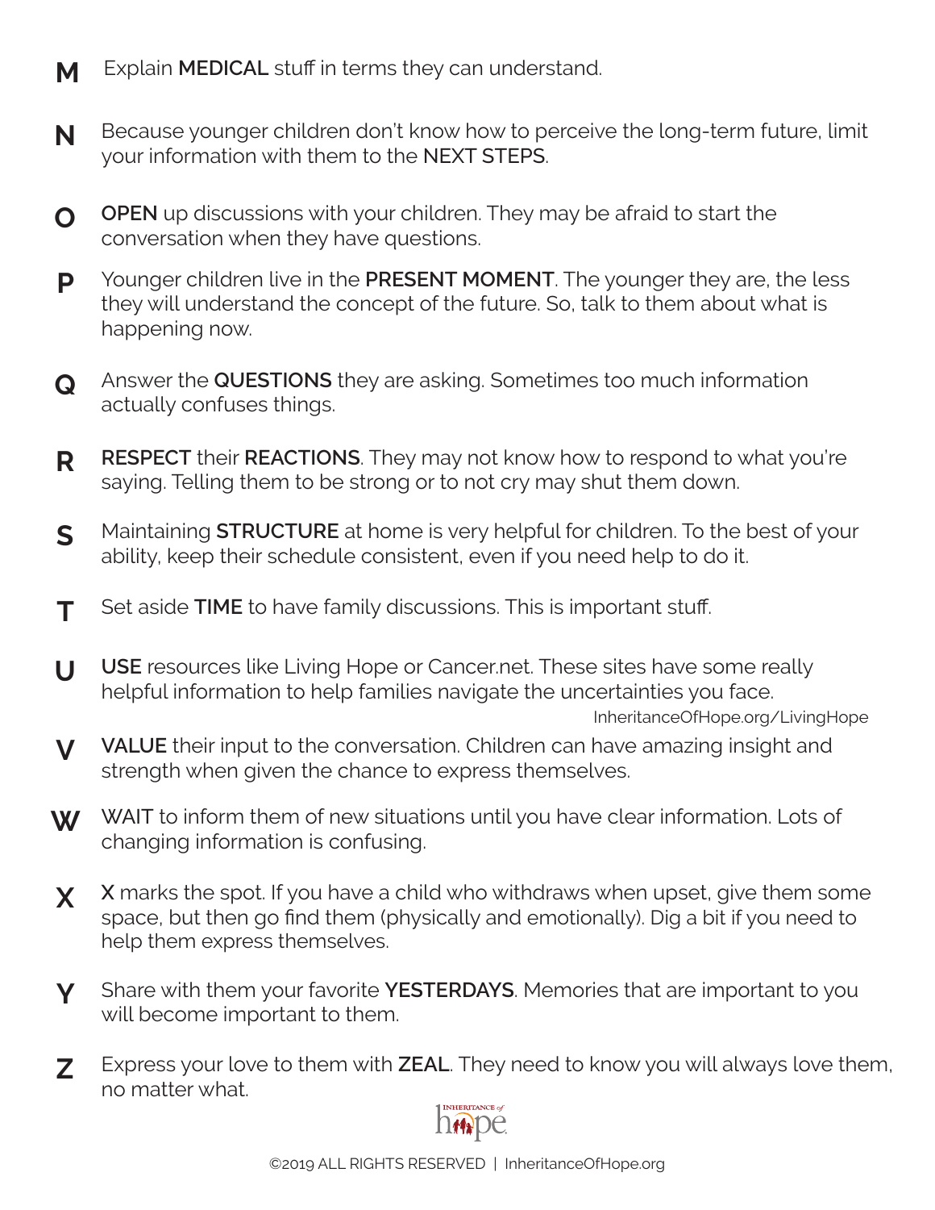**M** Explain **MEDICAL** stuff in terms they can understand.

**N** Because younger children don't know how to perceive the long-term future, limit your information with them to the NEXT STEPS.

**O** **OPEN** up discussions with your children. They may be afraid to start the conversation when they have questions.

**P** Younger children live in the **PRESENT MOMENT**. The younger they are, the less they will understand the concept of the future. So, talk to them about what is happening now.

**Q** Answer the **QUESTIONS** they are asking. Sometimes too much information actually confuses things.

**R** **RESPECT** their **REACTIONS**. They may not know how to respond to what you're saying. Telling them to be strong or to not cry may shut them down.

**S** Maintaining **STRUCTURE** at home is very helpful for children. To the best of your ability, keep their schedule consistent, even if you need help to do it.

**T** Set aside **TIME** to have family discussions. This is important stuff.

**U** **USE** resources like Living Hope or Cancer.net. These sites have some really helpful information to help families navigate the uncertainties you face.
InheritanceOfHope.org/LivingHope

**V** **VALUE** their input to the conversation. Children can have amazing insight and strength when given the chance to express themselves.

**W** WAIT to inform them of new situations until you have clear information. Lots of changing information is confusing.

**X** X marks the spot. If you have a child who withdraws when upset, give them some space, but then go find them (physically and emotionally). Dig a bit if you need to help them express themselves.

**Y** Share with them your favorite **YESTERDAYS**. Memories that are important to you will become important to them.

**Z** Express your love to them with **ZEAL**. They need to know you will always love them, no matter what.

INHERITANCE of hope

©2019 ALL RIGHTS RESERVED | InheritanceOfHope.org